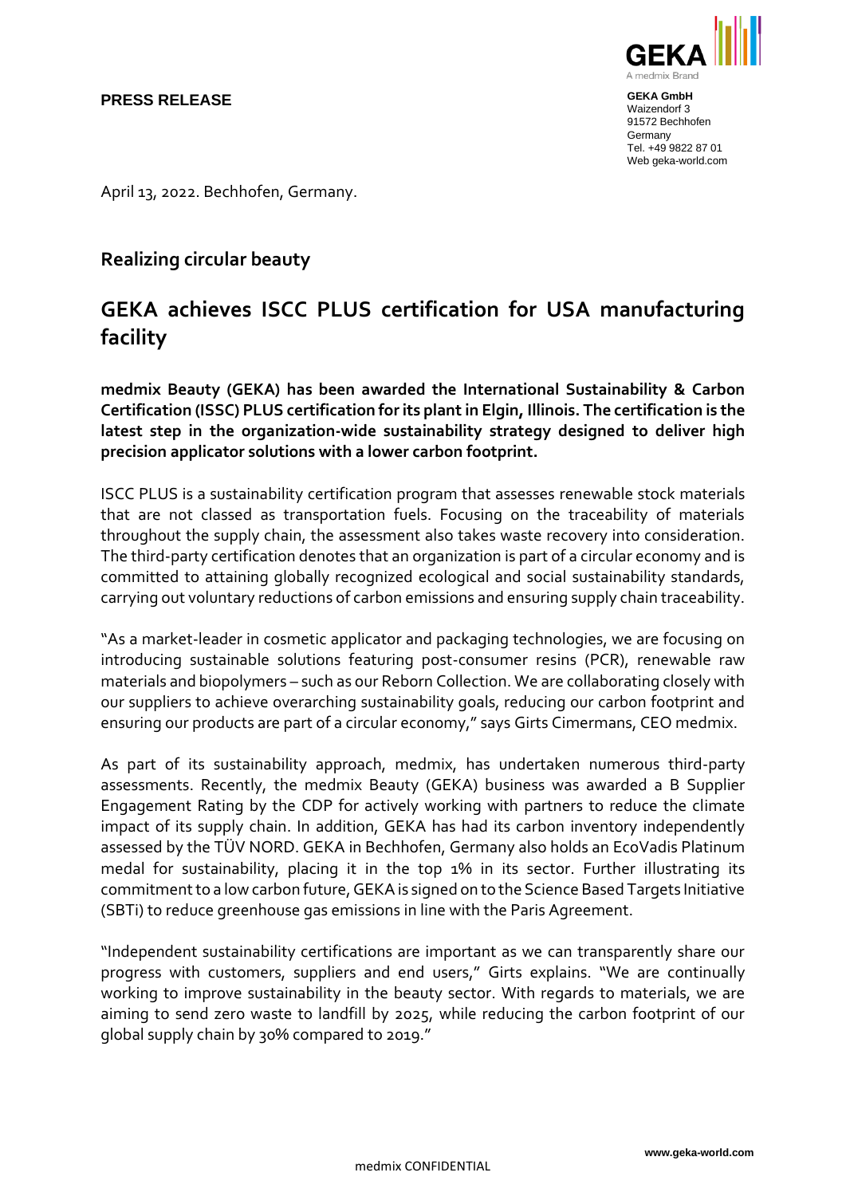**PRESS RELEASE**

**GEKA GmbH**
Waizendorf 3
91572 Bechhofen
Germany
Tel. +49 9822 87 01
Web geka-world.com

April 13, 2022. Bechhofen, Germany.

## Realizing circular beauty

# GEKA achieves ISCC PLUS certification for USA manufacturing facility

**medmix Beauty (GEKA) has been awarded the International Sustainability & Carbon Certification (ISSC) PLUS certification for its plant in Elgin, Illinois. The certification is the latest step in the organization-wide sustainability strategy designed to deliver high precision applicator solutions with a lower carbon footprint.**

ISCC PLUS is a sustainability certification program that assesses renewable stock materials that are not classed as transportation fuels. Focusing on the traceability of materials throughout the supply chain, the assessment also takes waste recovery into consideration. The third-party certification denotes that an organization is part of a circular economy and is committed to attaining globally recognized ecological and social sustainability standards, carrying out voluntary reductions of carbon emissions and ensuring supply chain traceability.

"As a market-leader in cosmetic applicator and packaging technologies, we are focusing on introducing sustainable solutions featuring post-consumer resins (PCR), renewable raw materials and biopolymers – such as our Reborn Collection. We are collaborating closely with our suppliers to achieve overarching sustainability goals, reducing our carbon footprint and ensuring our products are part of a circular economy," says Girts Cimermans, CEO medmix.

As part of its sustainability approach, medmix, has undertaken numerous third-party assessments. Recently, the medmix Beauty (GEKA) business was awarded a B Supplier Engagement Rating by the CDP for actively working with partners to reduce the climate impact of its supply chain. In addition, GEKA has had its carbon inventory independently assessed by the TÜV NORD. GEKA in Bechhofen, Germany also holds an EcoVadis Platinum medal for sustainability, placing it in the top 1% in its sector. Further illustrating its commitment to a low carbon future, GEKA is signed on to the Science Based Targets Initiative (SBTi) to reduce greenhouse gas emissions in line with the Paris Agreement.

"Independent sustainability certifications are important as we can transparently share our progress with customers, suppliers and end users," Girts explains. "We are continually working to improve sustainability in the beauty sector. With regards to materials, we are aiming to send zero waste to landfill by 2025, while reducing the carbon footprint of our global supply chain by 30% compared to 2019."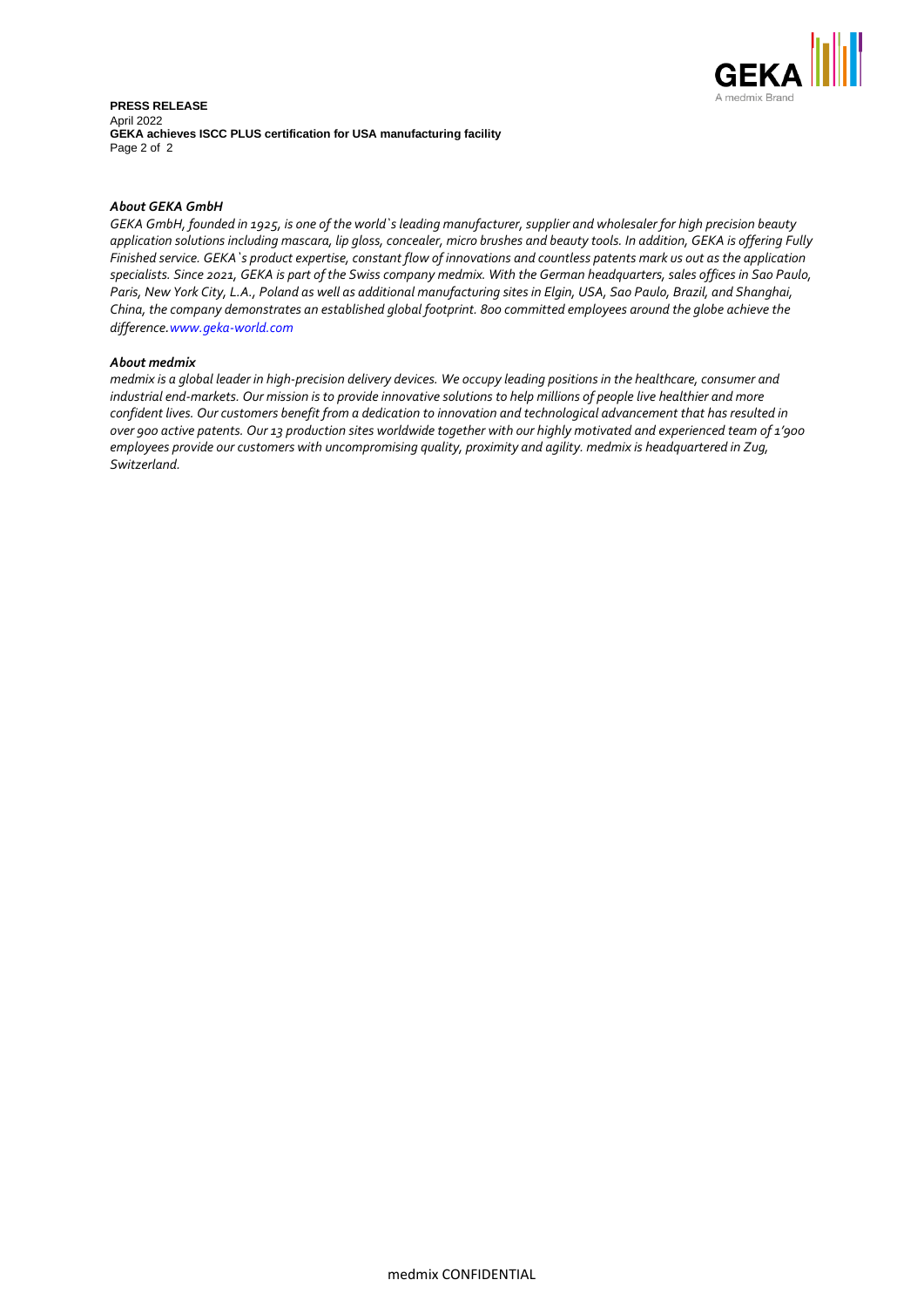### *About GEKA GmbH*

*GEKA GmbH, founded in 1925, is one of the world`s leading manufacturer, supplier and wholesaler for high precision beauty application solutions including mascara, lip gloss, concealer, micro brushes and beauty tools. In addition, GEKA is offering Fully Finished service. GEKA`s product expertise, constant flow of innovations and countless patents mark us out as the application specialists. Since 2021, GEKA is part of the Swiss company medmix. With the German headquarters, sales offices in Sao Paulo, Paris, New York City, L.A., Poland as well as additional manufacturing sites in Elgin, USA, Sao Paulo, Brazil, and Shanghai, China, the company demonstrates an established global footprint. 800 committed employees around the globe achieve the difference.www.geka-world.com*

### *About medmix*

*medmix is a global leader in high-precision delivery devices. We occupy leading positions in the healthcare, consumer and industrial end-markets. Our mission is to provide innovative solutions to help millions of people live healthier and more confident lives. Our customers benefit from a dedication to innovation and technological advancement that has resulted in over 900 active patents. Our 13 production sites worldwide together with our highly motivated and experienced team of 1'900 employees provide our customers with uncompromising quality, proximity and agility. medmix is headquartered in Zug, Switzerland.*